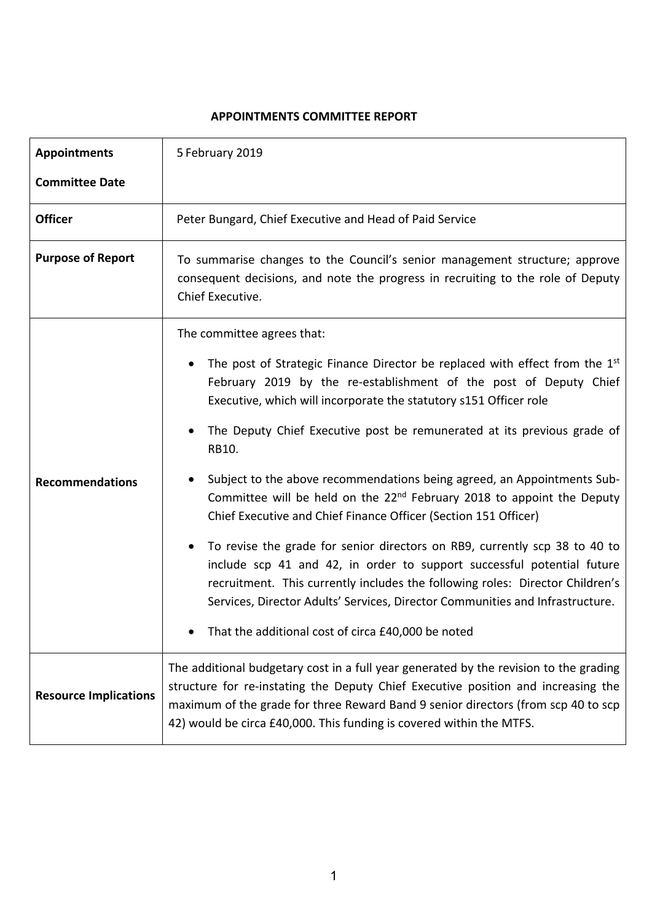**APPOINTMENTS COMMITTEE REPORT**

| | |
|---|---|
| **Appointments Committee Date** | 5 February 2019 |
| **Officer** | Peter Bungard, Chief Executive and Head of Paid Service |
| **Purpose of Report** | To summarise changes to the Council's senior management structure; approve consequent decisions, and note the progress in recruiting to the role of Deputy Chief Executive. |
| **Recommendations** | The committee agrees that:<br><br>• The post of Strategic Finance Director be replaced with effect from the 1st February 2019 by the re-establishment of the post of Deputy Chief Executive, which will incorporate the statutory s151 Officer role<br><br>• The Deputy Chief Executive post be remunerated at its previous grade of RB10.<br><br>• Subject to the above recommendations being agreed, an Appointments Sub-Committee will be held on the 22nd February 2018 to appoint the Deputy Chief Executive and Chief Finance Officer (Section 151 Officer)<br><br>• To revise the grade for senior directors on RB9, currently scp 38 to 40 to include scp 41 and 42, in order to support successful potential future recruitment. This currently includes the following roles: Director Children's Services, Director Adults' Services, Director Communities and Infrastructure.<br><br>• That the additional cost of circa £40,000 be noted |
| **Resource Implications** | The additional budgetary cost in a full year generated by the revision to the grading structure for re-instating the Deputy Chief Executive position and increasing the maximum of the grade for three Reward Band 9 senior directors (from scp 40 to scp 42) would be circa £40,000. This funding is covered within the MTFS. |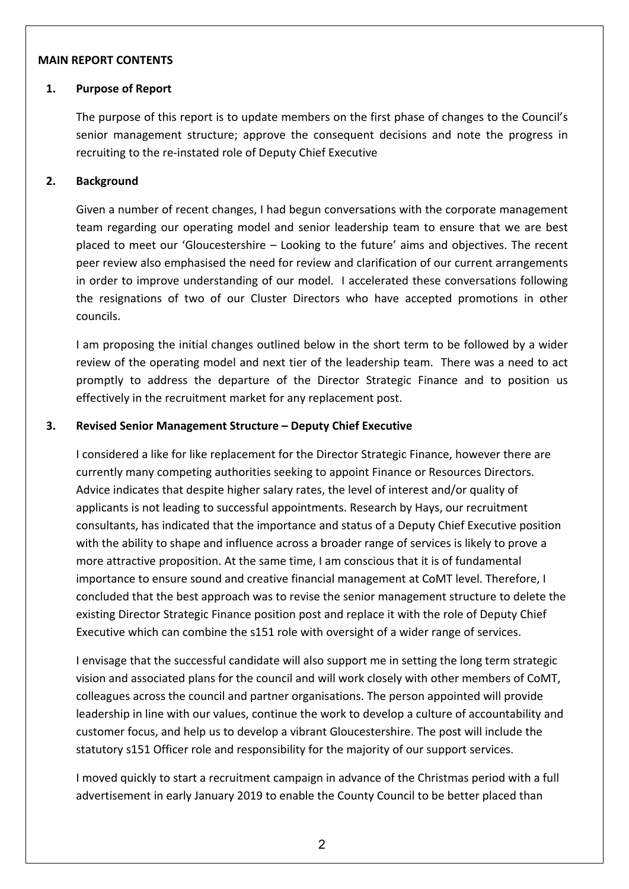**MAIN REPORT CONTENTS**

## 1. Purpose of Report

The purpose of this report is to update members on the first phase of changes to the Council's senior management structure; approve the consequent decisions and note the progress in recruiting to the re-instated role of Deputy Chief Executive

## 2. Background

Given a number of recent changes, I had begun conversations with the corporate management team regarding our operating model and senior leadership team to ensure that we are best placed to meet our 'Gloucestershire – Looking to the future' aims and objectives. The recent peer review also emphasised the need for review and clarification of our current arrangements in order to improve understanding of our model. I accelerated these conversations following the resignations of two of our Cluster Directors who have accepted promotions in other councils.

I am proposing the initial changes outlined below in the short term to be followed by a wider review of the operating model and next tier of the leadership team. There was a need to act promptly to address the departure of the Director Strategic Finance and to position us effectively in the recruitment market for any replacement post.

## 3. Revised Senior Management Structure – Deputy Chief Executive

I considered a like for like replacement for the Director Strategic Finance, however there are currently many competing authorities seeking to appoint Finance or Resources Directors. Advice indicates that despite higher salary rates, the level of interest and/or quality of applicants is not leading to successful appointments. Research by Hays, our recruitment consultants, has indicated that the importance and status of a Deputy Chief Executive position with the ability to shape and influence across a broader range of services is likely to prove a more attractive proposition. At the same time, I am conscious that it is of fundamental importance to ensure sound and creative financial management at CoMT level. Therefore, I concluded that the best approach was to revise the senior management structure to delete the existing Director Strategic Finance position post and replace it with the role of Deputy Chief Executive which can combine the s151 role with oversight of a wider range of services.

I envisage that the successful candidate will also support me in setting the long term strategic vision and associated plans for the council and will work closely with other members of CoMT, colleagues across the council and partner organisations. The person appointed will provide leadership in line with our values, continue the work to develop a culture of accountability and customer focus, and help us to develop a vibrant Gloucestershire. The post will include the statutory s151 Officer role and responsibility for the majority of our support services.

I moved quickly to start a recruitment campaign in advance of the Christmas period with a full advertisement in early January 2019 to enable the County Council to be better placed than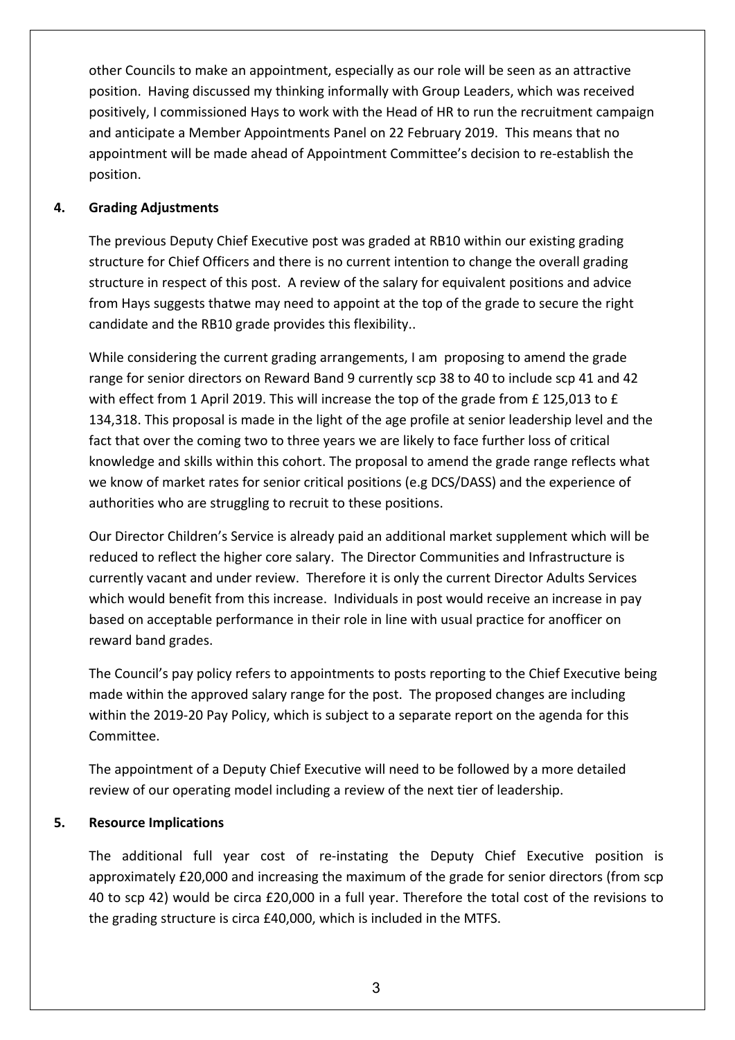other Councils to make an appointment, especially as our role will be seen as an attractive position. Having discussed my thinking informally with Group Leaders, which was received positively, I commissioned Hays to work with the Head of HR to run the recruitment campaign and anticipate a Member Appointments Panel on 22 February 2019. This means that no appointment will be made ahead of Appointment Committee's decision to re-establish the position.

## 4. Grading Adjustments

The previous Deputy Chief Executive post was graded at RB10 within our existing grading structure for Chief Officers and there is no current intention to change the overall grading structure in respect of this post. A review of the salary for equivalent positions and advice from Hays suggests thatwe may need to appoint at the top of the grade to secure the right candidate and the RB10 grade provides this flexibility..

While considering the current grading arrangements, I am proposing to amend the grade range for senior directors on Reward Band 9 currently scp 38 to 40 to include scp 41 and 42 with effect from 1 April 2019. This will increase the top of the grade from £ 125,013 to £ 134,318. This proposal is made in the light of the age profile at senior leadership level and the fact that over the coming two to three years we are likely to face further loss of critical knowledge and skills within this cohort. The proposal to amend the grade range reflects what we know of market rates for senior critical positions (e.g DCS/DASS) and the experience of authorities who are struggling to recruit to these positions.

Our Director Children's Service is already paid an additional market supplement which will be reduced to reflect the higher core salary. The Director Communities and Infrastructure is currently vacant and under review. Therefore it is only the current Director Adults Services which would benefit from this increase. Individuals in post would receive an increase in pay based on acceptable performance in their role in line with usual practice for anofficer on reward band grades.

The Council's pay policy refers to appointments to posts reporting to the Chief Executive being made within the approved salary range for the post. The proposed changes are including within the 2019-20 Pay Policy, which is subject to a separate report on the agenda for this Committee.

The appointment of a Deputy Chief Executive will need to be followed by a more detailed review of our operating model including a review of the next tier of leadership.

## 5. Resource Implications

The additional full year cost of re-instating the Deputy Chief Executive position is approximately £20,000 and increasing the maximum of the grade for senior directors (from scp 40 to scp 42) would be circa £20,000 in a full year. Therefore the total cost of the revisions to the grading structure is circa £40,000, which is included in the MTFS.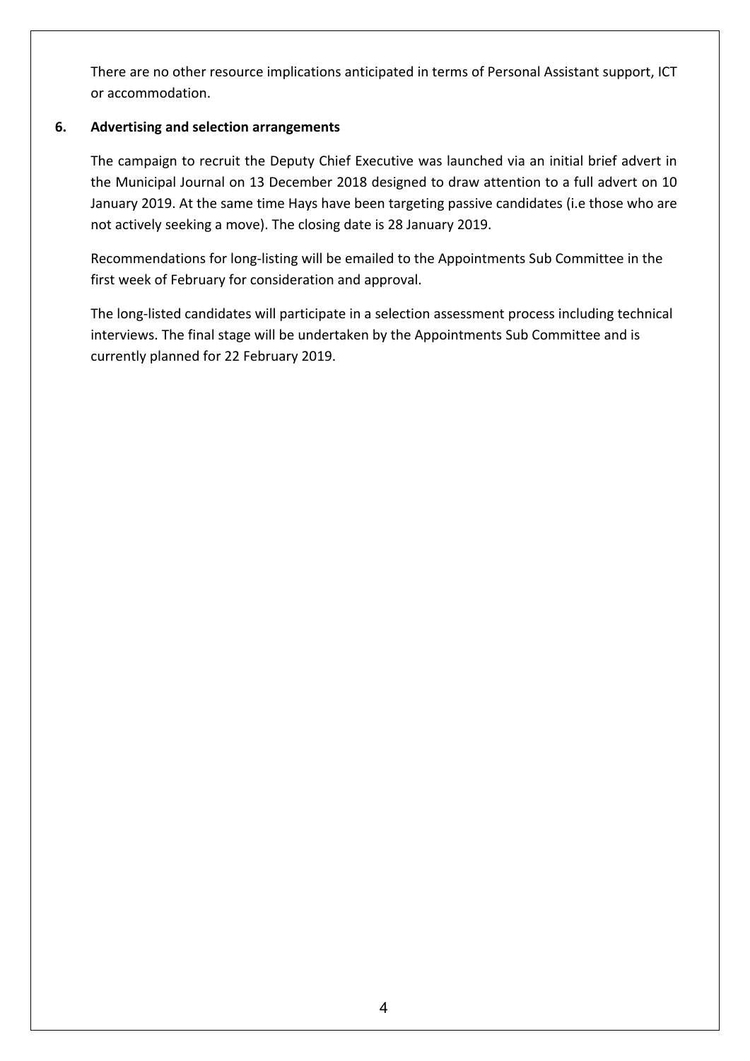There are no other resource implications anticipated in terms of Personal Assistant support, ICT or accommodation.

## 6. Advertising and selection arrangements

The campaign to recruit the Deputy Chief Executive was launched via an initial brief advert in the Municipal Journal on 13 December 2018 designed to draw attention to a full advert on 10 January 2019. At the same time Hays have been targeting passive candidates (i.e those who are not actively seeking a move). The closing date is 28 January 2019.

Recommendations for long-listing will be emailed to the Appointments Sub Committee in the first week of February for consideration and approval.

The long-listed candidates will participate in a selection assessment process including technical interviews. The final stage will be undertaken by the Appointments Sub Committee and is currently planned for 22 February 2019.